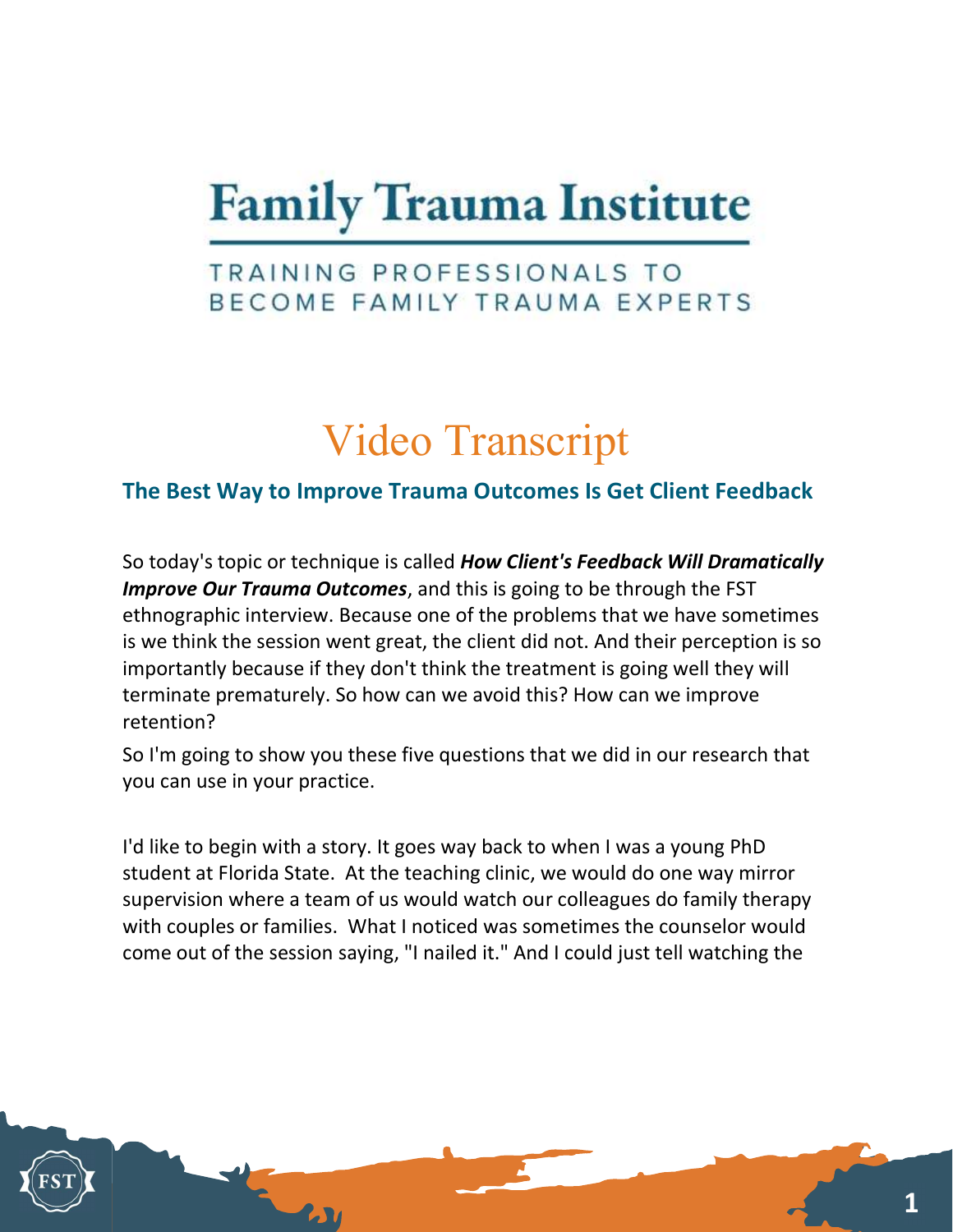# Family Trauma Institute

TRAINING PROFESSIONALS TO BECOME FAMILY TRAUMA EXPERTS

## Video Transcript

### The Best Way to Improve Trauma Outcomes Is Get Client Feedback

So today's topic or technique is called ***How Client's Feedback Will Dramatically Improve Our Trauma Outcomes***, and this is going to be through the FST ethnographic interview. Because one of the problems that we have sometimes is we think the session went great, the client did not. And their perception is so importantly because if they don't think the treatment is going well they will terminate prematurely. So how can we avoid this? How can we improve retention?

So I'm going to show you these five questions that we did in our research that you can use in your practice.

I'd like to begin with a story. It goes way back to when I was a young PhD student at Florida State. At the teaching clinic, we would do one way mirror supervision where a team of us would watch our colleagues do family therapy with couples or families. What I noticed was sometimes the counselor would come out of the session saying, "I nailed it." And I could just tell watching the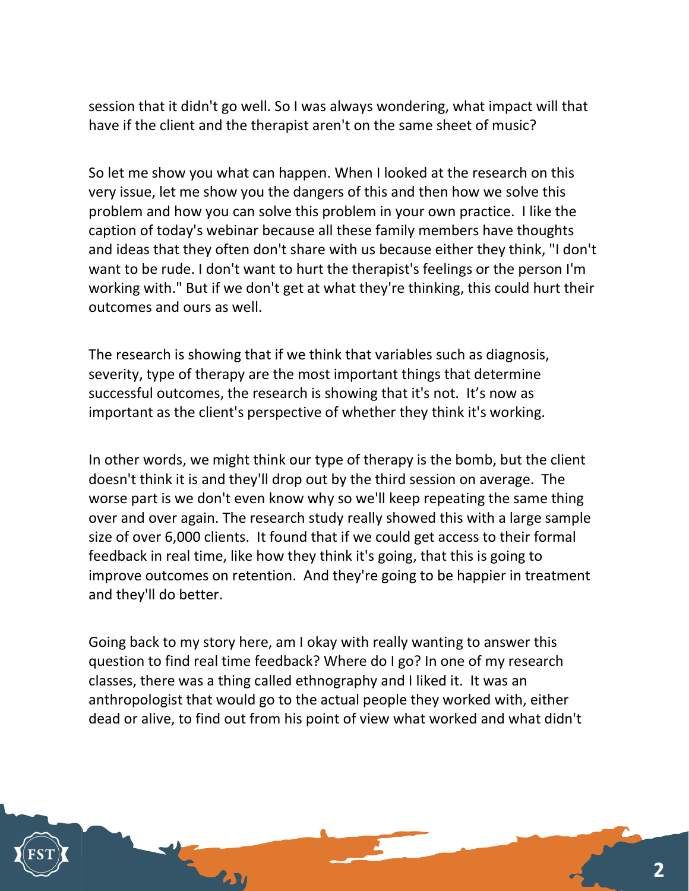session that it didn't go well. So I was always wondering, what impact will that have if the client and the therapist aren't on the same sheet of music?

So let me show you what can happen. When I looked at the research on this very issue, let me show you the dangers of this and then how we solve this problem and how you can solve this problem in your own practice. I like the caption of today's webinar because all these family members have thoughts and ideas that they often don't share with us because either they think, "I don't want to be rude. I don't want to hurt the therapist's feelings or the person I'm working with." But if we don't get at what they're thinking, this could hurt their outcomes and ours as well.

The research is showing that if we think that variables such as diagnosis, severity, type of therapy are the most important things that determine successful outcomes, the research is showing that it's not. It's now as important as the client's perspective of whether they think it's working.

In other words, we might think our type of therapy is the bomb, but the client doesn't think it is and they'll drop out by the third session on average. The worse part is we don't even know why so we'll keep repeating the same thing over and over again. The research study really showed this with a large sample size of over 6,000 clients. It found that if we could get access to their formal feedback in real time, like how they think it's going, that this is going to improve outcomes on retention. And they're going to be happier in treatment and they'll do better.

Going back to my story here, am I okay with really wanting to answer this question to find real time feedback? Where do I go? In one of my research classes, there was a thing called ethnography and I liked it. It was an anthropologist that would go to the actual people they worked with, either dead or alive, to find out from his point of view what worked and what didn't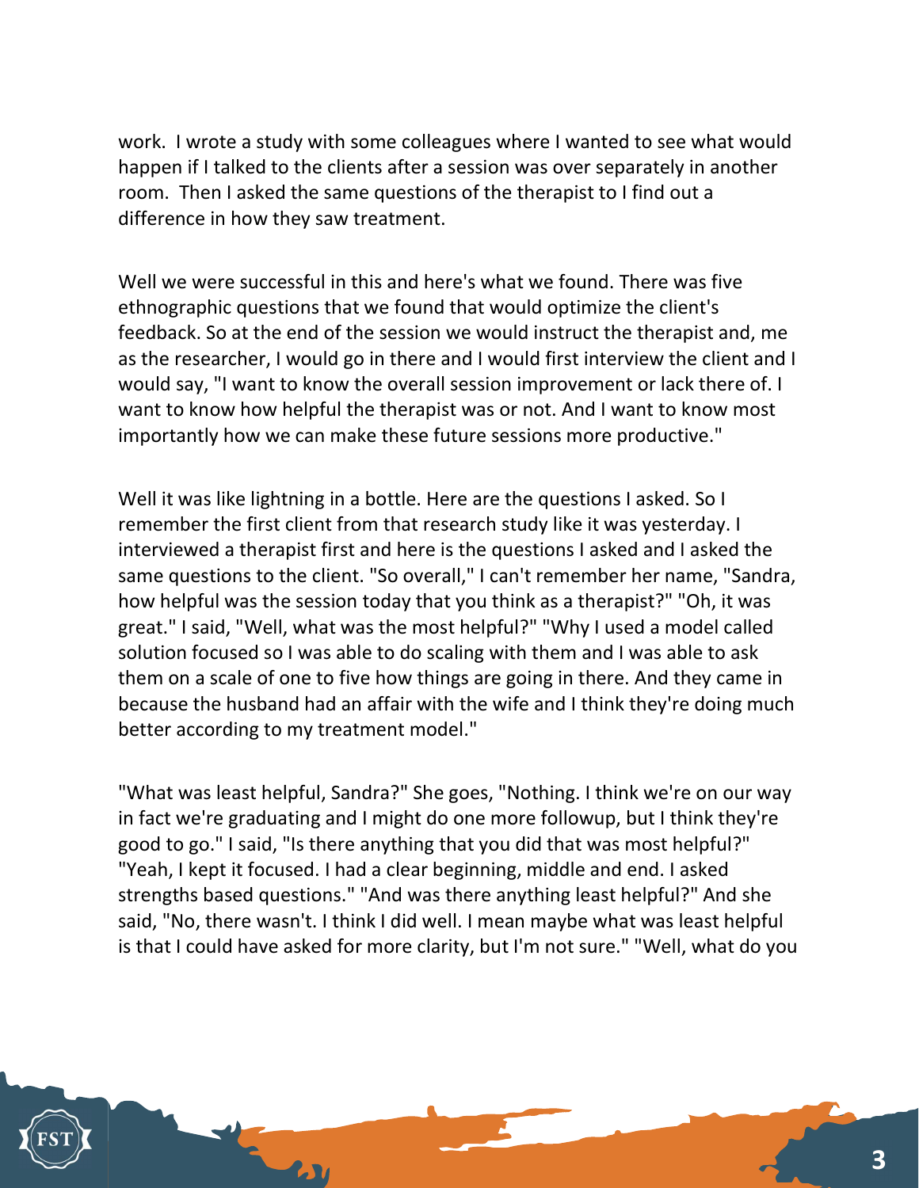work. I wrote a study with some colleagues where I wanted to see what would happen if I talked to the clients after a session was over separately in another room. Then I asked the same questions of the therapist to I find out a difference in how they saw treatment.

Well we were successful in this and here's what we found. There was five ethnographic questions that we found that would optimize the client's feedback. So at the end of the session we would instruct the therapist and, me as the researcher, I would go in there and I would first interview the client and I would say, "I want to know the overall session improvement or lack there of. I want to know how helpful the therapist was or not. And I want to know most importantly how we can make these future sessions more productive."

Well it was like lightning in a bottle. Here are the questions I asked. So I remember the first client from that research study like it was yesterday. I interviewed a therapist first and here is the questions I asked and I asked the same questions to the client. "So overall," I can't remember her name, "Sandra, how helpful was the session today that you think as a therapist?" "Oh, it was great." I said, "Well, what was the most helpful?" "Why I used a model called solution focused so I was able to do scaling with them and I was able to ask them on a scale of one to five how things are going in there. And they came in because the husband had an affair with the wife and I think they're doing much better according to my treatment model."

"What was least helpful, Sandra?" She goes, "Nothing. I think we're on our way in fact we're graduating and I might do one more followup, but I think they're good to go." I said, "Is there anything that you did that was most helpful?" "Yeah, I kept it focused. I had a clear beginning, middle and end. I asked strengths based questions." "And was there anything least helpful?" And she said, "No, there wasn't. I think I did well. I mean maybe what was least helpful is that I could have asked for more clarity, but I'm not sure." "Well, what do you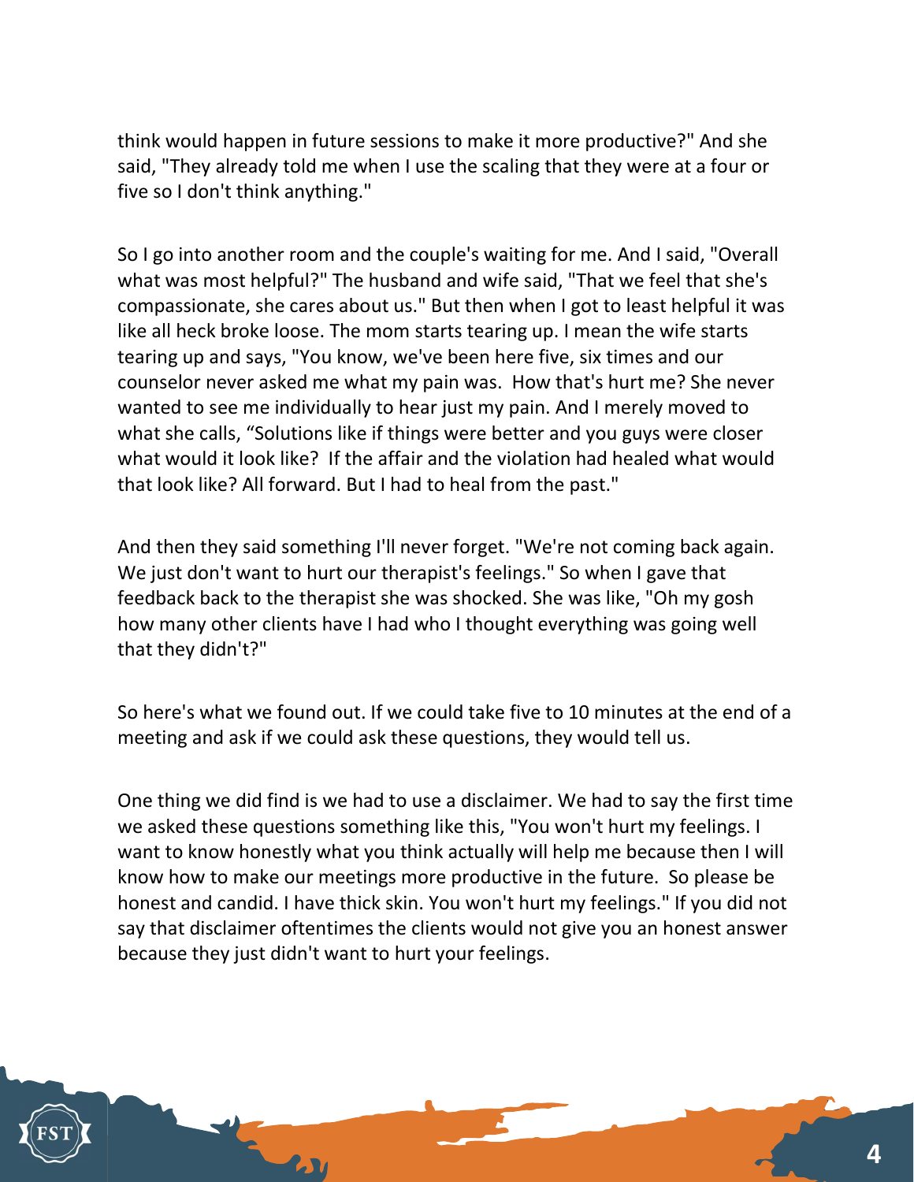think would happen in future sessions to make it more productive?" And she said, "They already told me when I use the scaling that they were at a four or five so I don't think anything."

So I go into another room and the couple's waiting for me. And I said, "Overall what was most helpful?" The husband and wife said, "That we feel that she's compassionate, she cares about us." But then when I got to least helpful it was like all heck broke loose. The mom starts tearing up. I mean the wife starts tearing up and says, "You know, we've been here five, six times and our counselor never asked me what my pain was.  How that's hurt me? She never wanted to see me individually to hear just my pain. And I merely moved to what she calls, "Solutions like if things were better and you guys were closer what would it look like?  If the affair and the violation had healed what would that look like? All forward. But I had to heal from the past."

And then they said something I'll never forget. "We're not coming back again. We just don't want to hurt our therapist's feelings." So when I gave that feedback back to the therapist she was shocked. She was like, "Oh my gosh how many other clients have I had who I thought everything was going well that they didn't?"

So here's what we found out. If we could take five to 10 minutes at the end of a meeting and ask if we could ask these questions, they would tell us.

One thing we did find is we had to use a disclaimer. We had to say the first time we asked these questions something like this, "You won't hurt my feelings. I want to know honestly what you think actually will help me because then I will know how to make our meetings more productive in the future.  So please be honest and candid. I have thick skin. You won't hurt my feelings." If you did not say that disclaimer oftentimes the clients would not give you an honest answer because they just didn't want to hurt your feelings.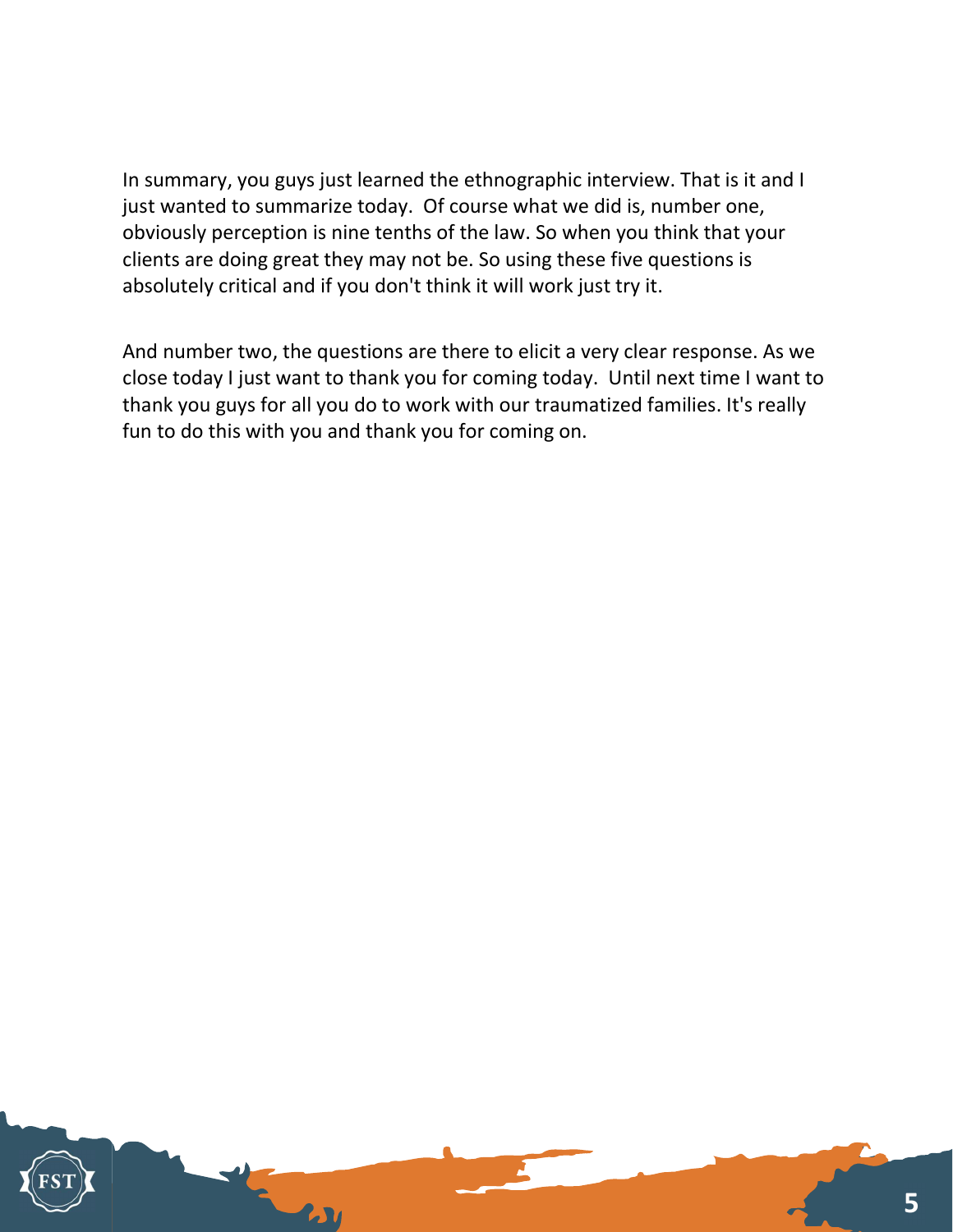In summary, you guys just learned the ethnographic interview. That is it and I just wanted to summarize today. Of course what we did is, number one, obviously perception is nine tenths of the law. So when you think that your clients are doing great they may not be. So using these five questions is absolutely critical and if you don't think it will work just try it.

And number two, the questions are there to elicit a very clear response. As we close today I just want to thank you for coming today. Until next time I want to thank you guys for all you do to work with our traumatized families. It's really fun to do this with you and thank you for coming on.